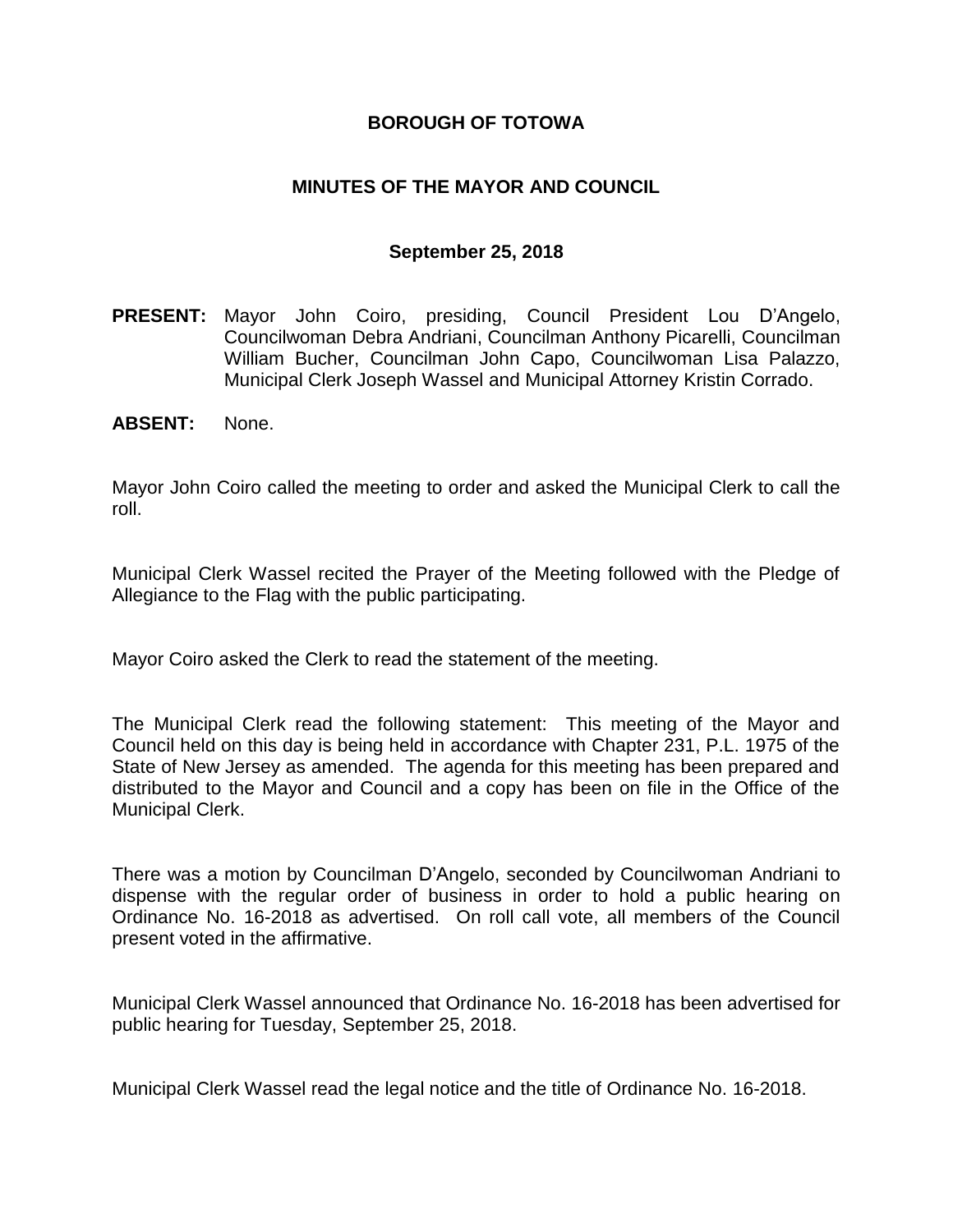# BOROUGH OF TOTOWA

## MINUTES OF THE MAYOR AND COUNCIL

### September 25, 2018

**PRESENT:** Mayor John Coiro, presiding, Council President Lou D'Angelo, Councilwoman Debra Andriani, Councilman Anthony Picarelli, Councilman William Bucher, Councilman John Capo, Councilwoman Lisa Palazzo, Municipal Clerk Joseph Wassel and Municipal Attorney Kristin Corrado.

**ABSENT:** None.

Mayor John Coiro called the meeting to order and asked the Municipal Clerk to call the roll.

Municipal Clerk Wassel recited the Prayer of the Meeting followed with the Pledge of Allegiance to the Flag with the public participating.

Mayor Coiro asked the Clerk to read the statement of the meeting.

The Municipal Clerk read the following statement: This meeting of the Mayor and Council held on this day is being held in accordance with Chapter 231, P.L. 1975 of the State of New Jersey as amended. The agenda for this meeting has been prepared and distributed to the Mayor and Council and a copy has been on file in the Office of the Municipal Clerk.

There was a motion by Councilman D'Angelo, seconded by Councilwoman Andriani to dispense with the regular order of business in order to hold a public hearing on Ordinance No. 16-2018 as advertised. On roll call vote, all members of the Council present voted in the affirmative.

Municipal Clerk Wassel announced that Ordinance No. 16-2018 has been advertised for public hearing for Tuesday, September 25, 2018.

Municipal Clerk Wassel read the legal notice and the title of Ordinance No. 16-2018.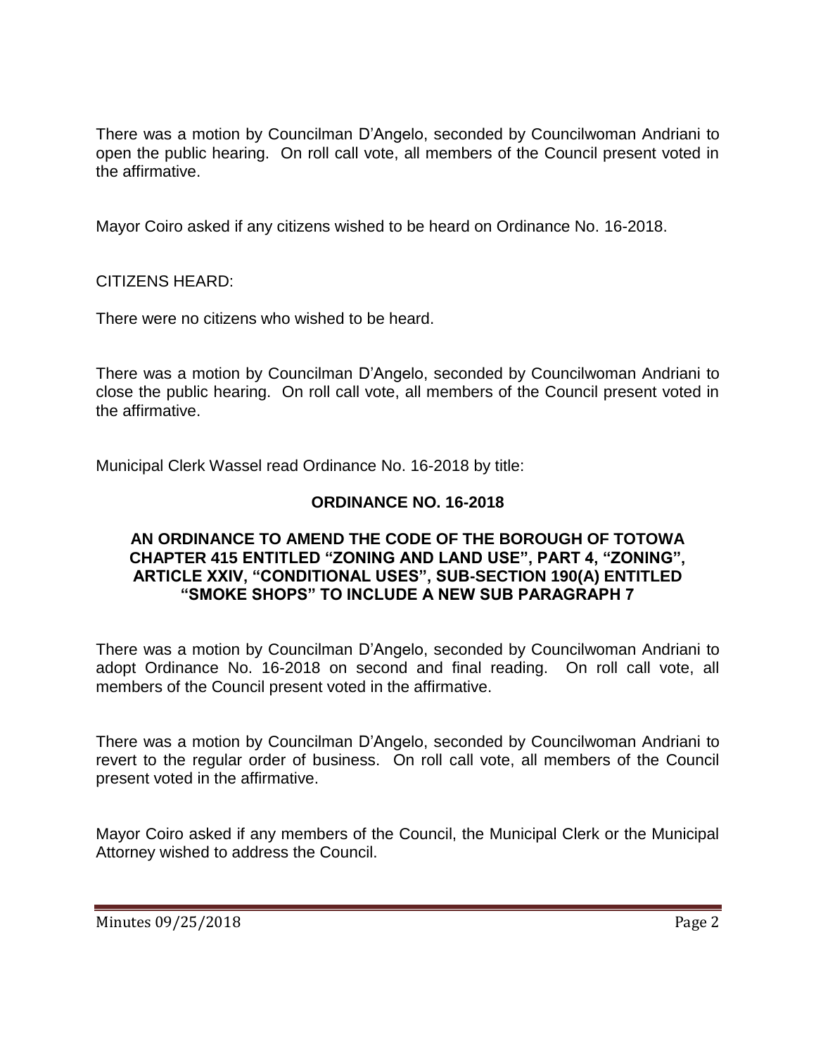There was a motion by Councilman D'Angelo, seconded by Councilwoman Andriani to open the public hearing. On roll call vote, all members of the Council present voted in the affirmative.

Mayor Coiro asked if any citizens wished to be heard on Ordinance No. 16-2018.

CITIZENS HEARD:

There were no citizens who wished to be heard.

There was a motion by Councilman D'Angelo, seconded by Councilwoman Andriani to close the public hearing. On roll call vote, all members of the Council present voted in the affirmative.

Municipal Clerk Wassel read Ordinance No. 16-2018 by title:

**ORDINANCE NO. 16-2018**

**AN ORDINANCE TO AMEND THE CODE OF THE BOROUGH OF TOTOWA CHAPTER 415 ENTITLED "ZONING AND LAND USE", PART 4, "ZONING", ARTICLE XXIV, "CONDITIONAL USES", SUB-SECTION 190(A) ENTITLED "SMOKE SHOPS" TO INCLUDE A NEW SUB PARAGRAPH 7**

There was a motion by Councilman D'Angelo, seconded by Councilwoman Andriani to adopt Ordinance No. 16-2018 on second and final reading. On roll call vote, all members of the Council present voted in the affirmative.

There was a motion by Councilman D'Angelo, seconded by Councilwoman Andriani to revert to the regular order of business. On roll call vote, all members of the Council present voted in the affirmative.

Mayor Coiro asked if any members of the Council, the Municipal Clerk or the Municipal Attorney wished to address the Council.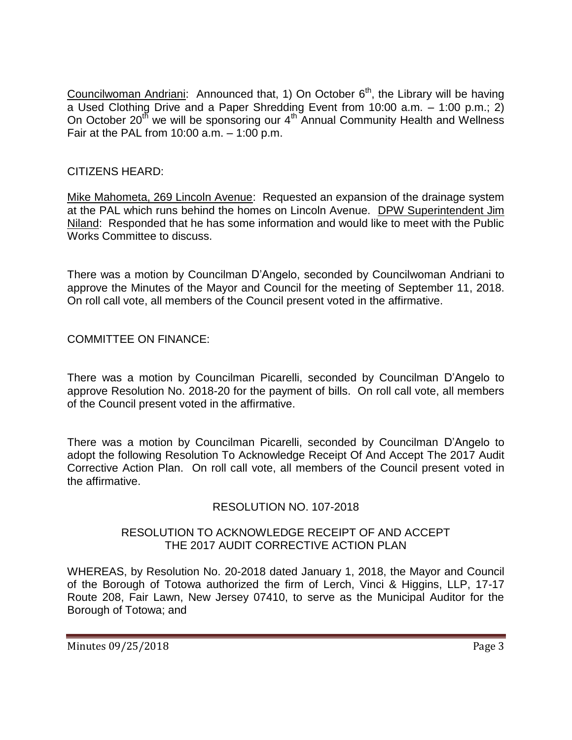Councilwoman Andriani: Announced that, 1) On October 6th, the Library will be having a Used Clothing Drive and a Paper Shredding Event from 10:00 a.m. – 1:00 p.m.; 2) On October 20th we will be sponsoring our 4th Annual Community Health and Wellness Fair at the PAL from 10:00 a.m. – 1:00 p.m.

CITIZENS HEARD:

Mike Mahometa, 269 Lincoln Avenue: Requested an expansion of the drainage system at the PAL which runs behind the homes on Lincoln Avenue. DPW Superintendent Jim Niland: Responded that he has some information and would like to meet with the Public Works Committee to discuss.

There was a motion by Councilman D'Angelo, seconded by Councilwoman Andriani to approve the Minutes of the Mayor and Council for the meeting of September 11, 2018. On roll call vote, all members of the Council present voted in the affirmative.

COMMITTEE ON FINANCE:

There was a motion by Councilman Picarelli, seconded by Councilman D'Angelo to approve Resolution No. 2018-20 for the payment of bills. On roll call vote, all members of the Council present voted in the affirmative.

There was a motion by Councilman Picarelli, seconded by Councilman D'Angelo to adopt the following Resolution To Acknowledge Receipt Of And Accept The 2017 Audit Corrective Action Plan. On roll call vote, all members of the Council present voted in the affirmative.

RESOLUTION NO. 107-2018

RESOLUTION TO ACKNOWLEDGE RECEIPT OF AND ACCEPT THE 2017 AUDIT CORRECTIVE ACTION PLAN

WHEREAS, by Resolution No. 20-2018 dated January 1, 2018, the Mayor and Council of the Borough of Totowa authorized the firm of Lerch, Vinci & Higgins, LLP, 17-17 Route 208, Fair Lawn, New Jersey 07410, to serve as the Municipal Auditor for the Borough of Totowa; and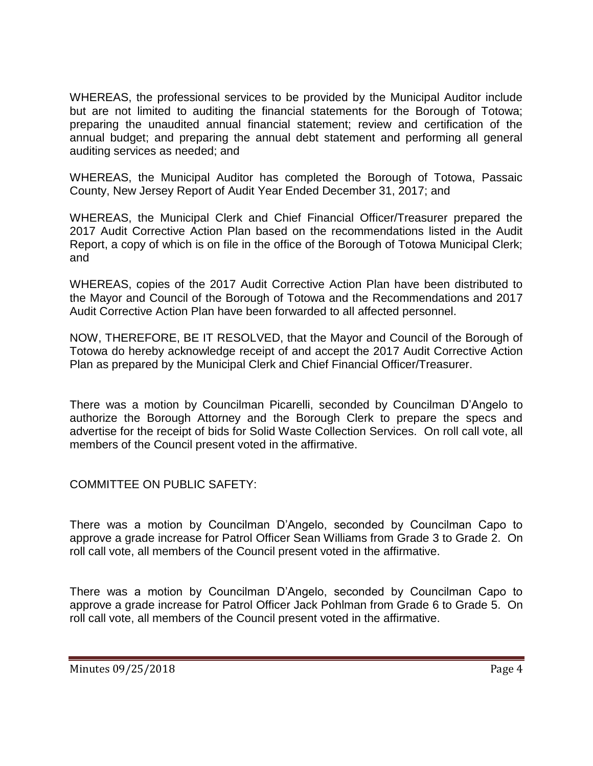WHEREAS, the professional services to be provided by the Municipal Auditor include but are not limited to auditing the financial statements for the Borough of Totowa; preparing the unaudited annual financial statement; review and certification of the annual budget; and preparing the annual debt statement and performing all general auditing services as needed; and

WHEREAS, the Municipal Auditor has completed the Borough of Totowa, Passaic County, New Jersey Report of Audit Year Ended December 31, 2017; and

WHEREAS, the Municipal Clerk and Chief Financial Officer/Treasurer prepared the 2017 Audit Corrective Action Plan based on the recommendations listed in the Audit Report, a copy of which is on file in the office of the Borough of Totowa Municipal Clerk; and

WHEREAS, copies of the 2017 Audit Corrective Action Plan have been distributed to the Mayor and Council of the Borough of Totowa and the Recommendations and 2017 Audit Corrective Action Plan have been forwarded to all affected personnel.

NOW, THEREFORE, BE IT RESOLVED, that the Mayor and Council of the Borough of Totowa do hereby acknowledge receipt of and accept the 2017 Audit Corrective Action Plan as prepared by the Municipal Clerk and Chief Financial Officer/Treasurer.

There was a motion by Councilman Picarelli, seconded by Councilman D'Angelo to authorize the Borough Attorney and the Borough Clerk to prepare the specs and advertise for the receipt of bids for Solid Waste Collection Services. On roll call vote, all members of the Council present voted in the affirmative.

COMMITTEE ON PUBLIC SAFETY:

There was a motion by Councilman D'Angelo, seconded by Councilman Capo to approve a grade increase for Patrol Officer Sean Williams from Grade 3 to Grade 2. On roll call vote, all members of the Council present voted in the affirmative.

There was a motion by Councilman D'Angelo, seconded by Councilman Capo to approve a grade increase for Patrol Officer Jack Pohlman from Grade 6 to Grade 5. On roll call vote, all members of the Council present voted in the affirmative.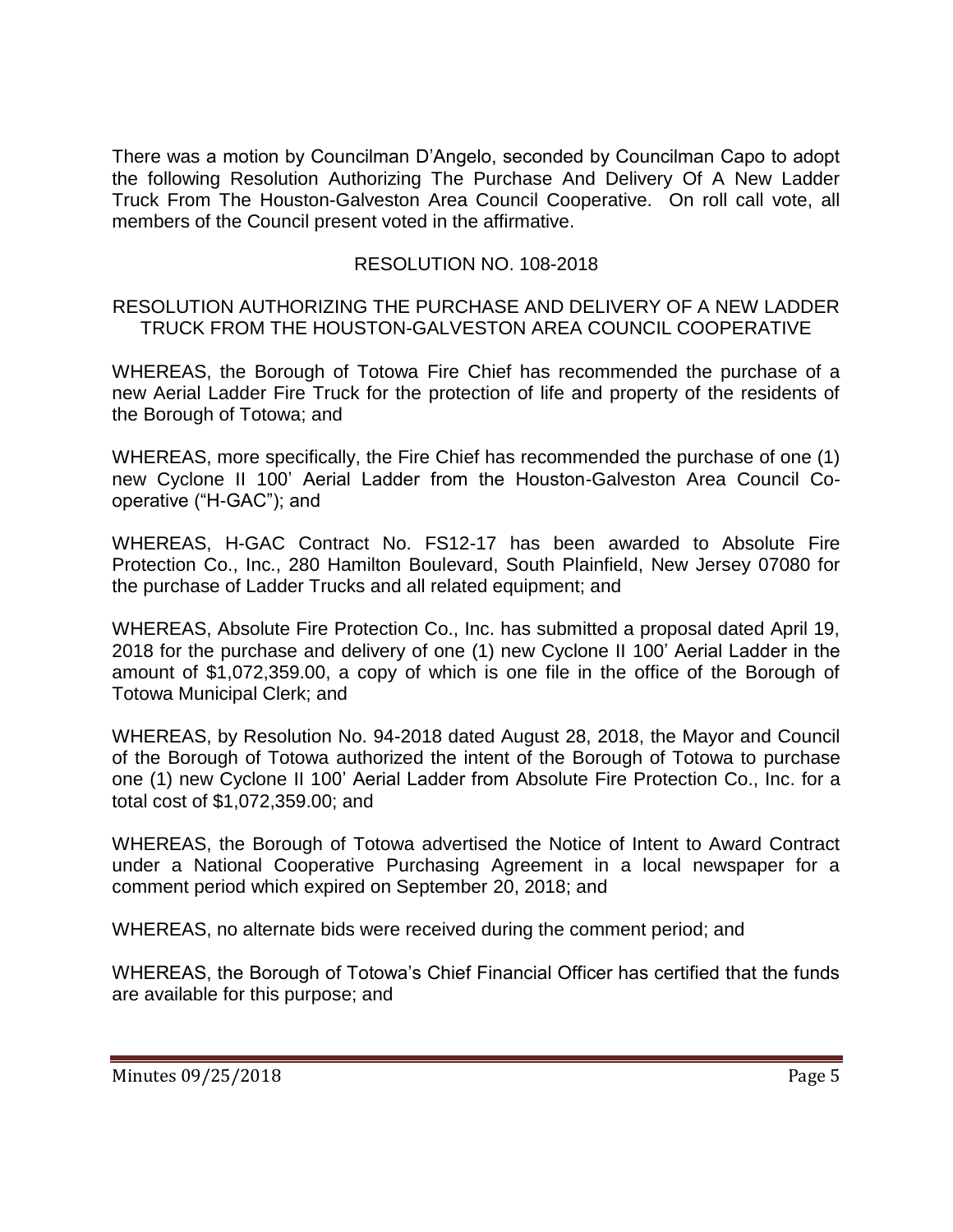There was a motion by Councilman D'Angelo, seconded by Councilman Capo to adopt the following Resolution Authorizing The Purchase And Delivery Of A New Ladder Truck From The Houston-Galveston Area Council Cooperative. On roll call vote, all members of the Council present voted in the affirmative.

RESOLUTION NO. 108-2018

RESOLUTION AUTHORIZING THE PURCHASE AND DELIVERY OF A NEW LADDER TRUCK FROM THE HOUSTON-GALVESTON AREA COUNCIL COOPERATIVE

WHEREAS, the Borough of Totowa Fire Chief has recommended the purchase of a new Aerial Ladder Fire Truck for the protection of life and property of the residents of the Borough of Totowa; and

WHEREAS, more specifically, the Fire Chief has recommended the purchase of one (1) new Cyclone II 100' Aerial Ladder from the Houston-Galveston Area Council Co-operative ("H-GAC"); and

WHEREAS, H-GAC Contract No. FS12-17 has been awarded to Absolute Fire Protection Co., Inc., 280 Hamilton Boulevard, South Plainfield, New Jersey 07080 for the purchase of Ladder Trucks and all related equipment; and

WHEREAS, Absolute Fire Protection Co., Inc. has submitted a proposal dated April 19, 2018 for the purchase and delivery of one (1) new Cyclone II 100' Aerial Ladder in the amount of $1,072,359.00, a copy of which is one file in the office of the Borough of Totowa Municipal Clerk; and

WHEREAS, by Resolution No. 94-2018 dated August 28, 2018, the Mayor and Council of the Borough of Totowa authorized the intent of the Borough of Totowa to purchase one (1) new Cyclone II 100' Aerial Ladder from Absolute Fire Protection Co., Inc. for a total cost of $1,072,359.00; and

WHEREAS, the Borough of Totowa advertised the Notice of Intent to Award Contract under a National Cooperative Purchasing Agreement in a local newspaper for a comment period which expired on September 20, 2018; and

WHEREAS, no alternate bids were received during the comment period; and

WHEREAS, the Borough of Totowa's Chief Financial Officer has certified that the funds are available for this purpose; and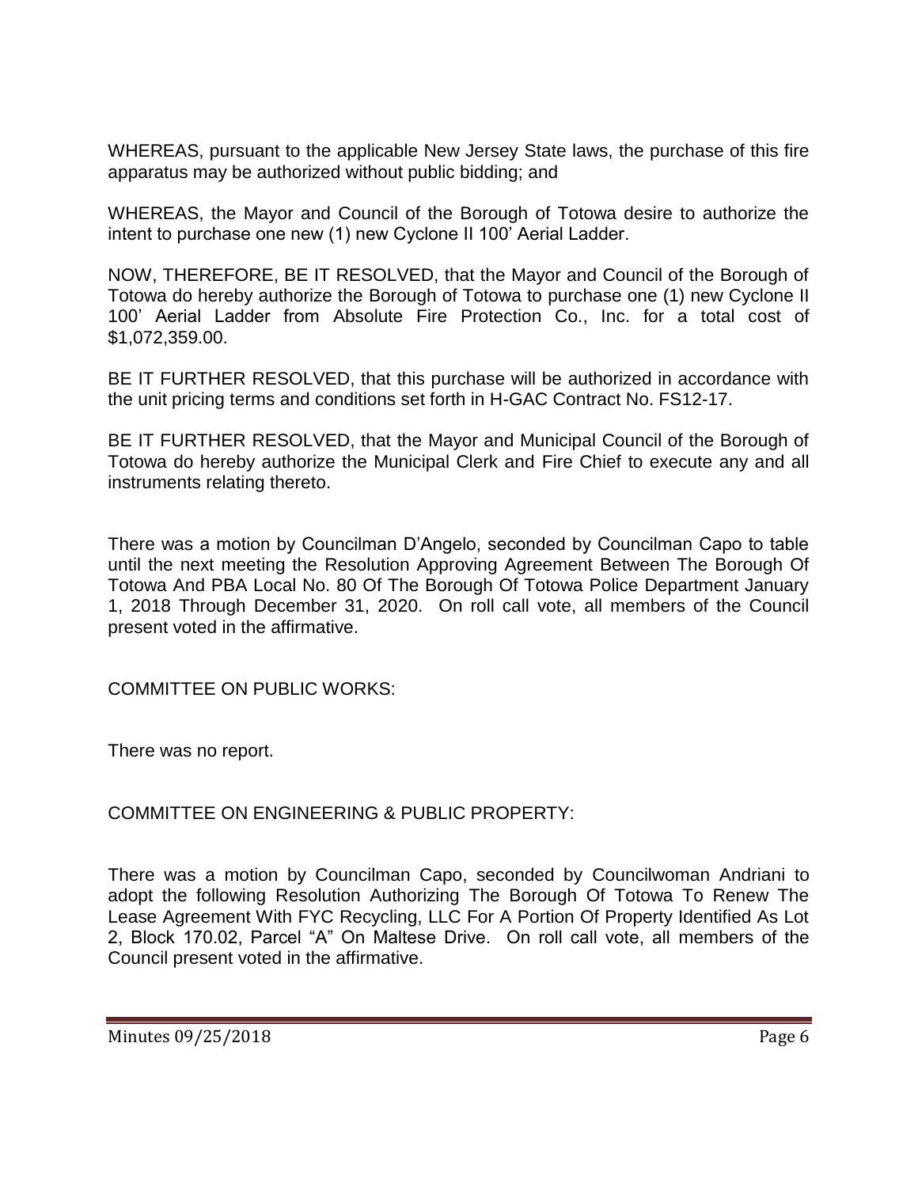WHEREAS, pursuant to the applicable New Jersey State laws, the purchase of this fire apparatus may be authorized without public bidding; and

WHEREAS, the Mayor and Council of the Borough of Totowa desire to authorize the intent to purchase one new (1) new Cyclone II 100' Aerial Ladder.

NOW, THEREFORE, BE IT RESOLVED, that the Mayor and Council of the Borough of Totowa do hereby authorize the Borough of Totowa to purchase one (1) new Cyclone II 100' Aerial Ladder from Absolute Fire Protection Co., Inc. for a total cost of $1,072,359.00.

BE IT FURTHER RESOLVED, that this purchase will be authorized in accordance with the unit pricing terms and conditions set forth in H-GAC Contract No. FS12-17.

BE IT FURTHER RESOLVED, that the Mayor and Municipal Council of the Borough of Totowa do hereby authorize the Municipal Clerk and Fire Chief to execute any and all instruments relating thereto.

There was a motion by Councilman D'Angelo, seconded by Councilman Capo to table until the next meeting the Resolution Approving Agreement Between The Borough Of Totowa And PBA Local No. 80 Of The Borough Of Totowa Police Department January 1, 2018 Through December 31, 2020. On roll call vote, all members of the Council present voted in the affirmative.

COMMITTEE ON PUBLIC WORKS:

There was no report.

COMMITTEE ON ENGINEERING & PUBLIC PROPERTY:

There was a motion by Councilman Capo, seconded by Councilwoman Andriani to adopt the following Resolution Authorizing The Borough Of Totowa To Renew The Lease Agreement With FYC Recycling, LLC For A Portion Of Property Identified As Lot 2, Block 170.02, Parcel "A" On Maltese Drive. On roll call vote, all members of the Council present voted in the affirmative.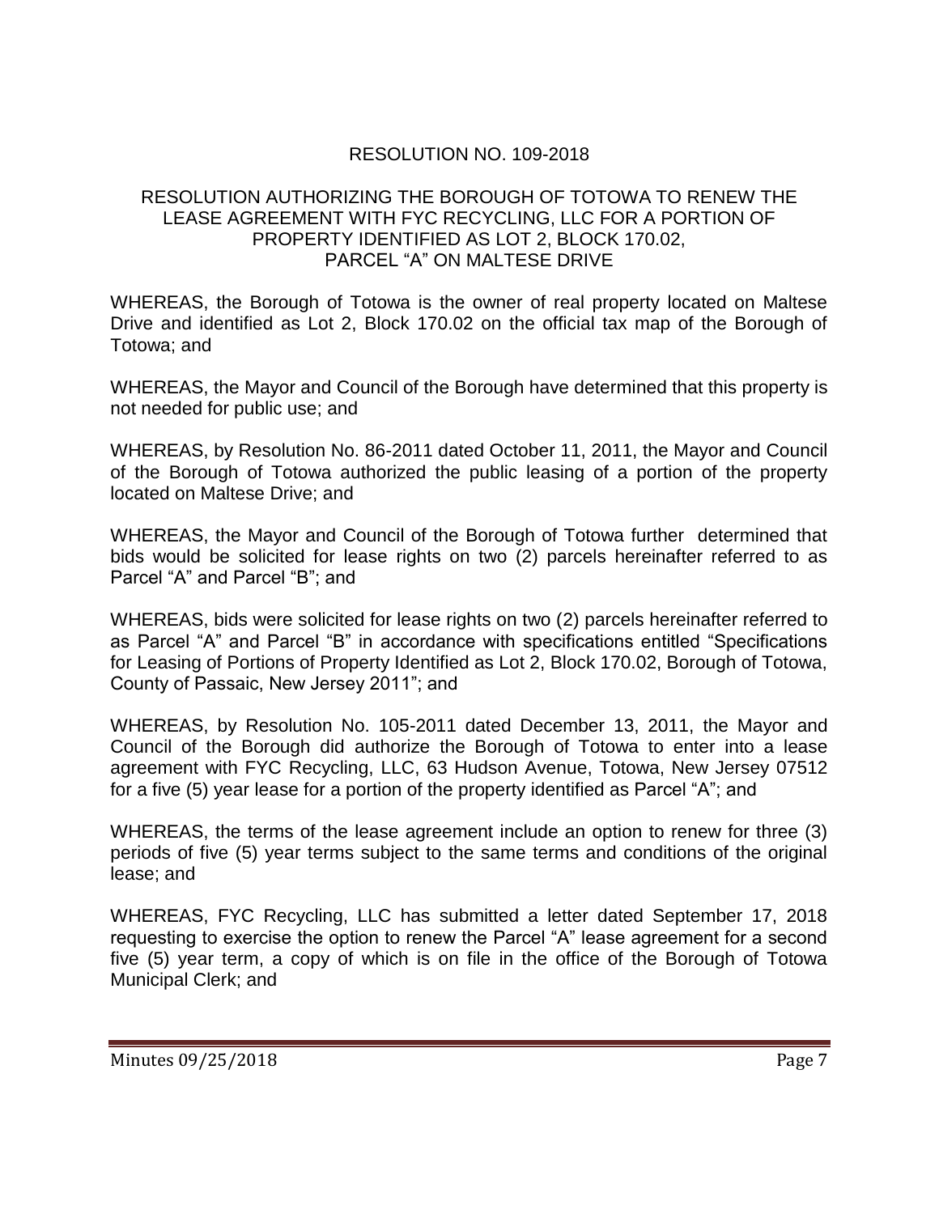## RESOLUTION NO. 109-2018

### RESOLUTION AUTHORIZING THE BOROUGH OF TOTOWA TO RENEW THE LEASE AGREEMENT WITH FYC RECYCLING, LLC FOR A PORTION OF PROPERTY IDENTIFIED AS LOT 2, BLOCK 170.02, PARCEL "A" ON MALTESE DRIVE

WHEREAS, the Borough of Totowa is the owner of real property located on Maltese Drive and identified as Lot 2, Block 170.02 on the official tax map of the Borough of Totowa; and

WHEREAS, the Mayor and Council of the Borough have determined that this property is not needed for public use; and

WHEREAS, by Resolution No. 86-2011 dated October 11, 2011, the Mayor and Council of the Borough of Totowa authorized the public leasing of a portion of the property located on Maltese Drive; and

WHEREAS, the Mayor and Council of the Borough of Totowa further determined that bids would be solicited for lease rights on two (2) parcels hereinafter referred to as Parcel "A" and Parcel "B"; and

WHEREAS, bids were solicited for lease rights on two (2) parcels hereinafter referred to as Parcel "A" and Parcel "B" in accordance with specifications entitled "Specifications for Leasing of Portions of Property Identified as Lot 2, Block 170.02, Borough of Totowa, County of Passaic, New Jersey 2011"; and

WHEREAS, by Resolution No. 105-2011 dated December 13, 2011, the Mayor and Council of the Borough did authorize the Borough of Totowa to enter into a lease agreement with FYC Recycling, LLC, 63 Hudson Avenue, Totowa, New Jersey 07512 for a five (5) year lease for a portion of the property identified as Parcel "A"; and

WHEREAS, the terms of the lease agreement include an option to renew for three (3) periods of five (5) year terms subject to the same terms and conditions of the original lease; and

WHEREAS, FYC Recycling, LLC has submitted a letter dated September 17, 2018 requesting to exercise the option to renew the Parcel "A" lease agreement for a second five (5) year term, a copy of which is on file in the office of the Borough of Totowa Municipal Clerk; and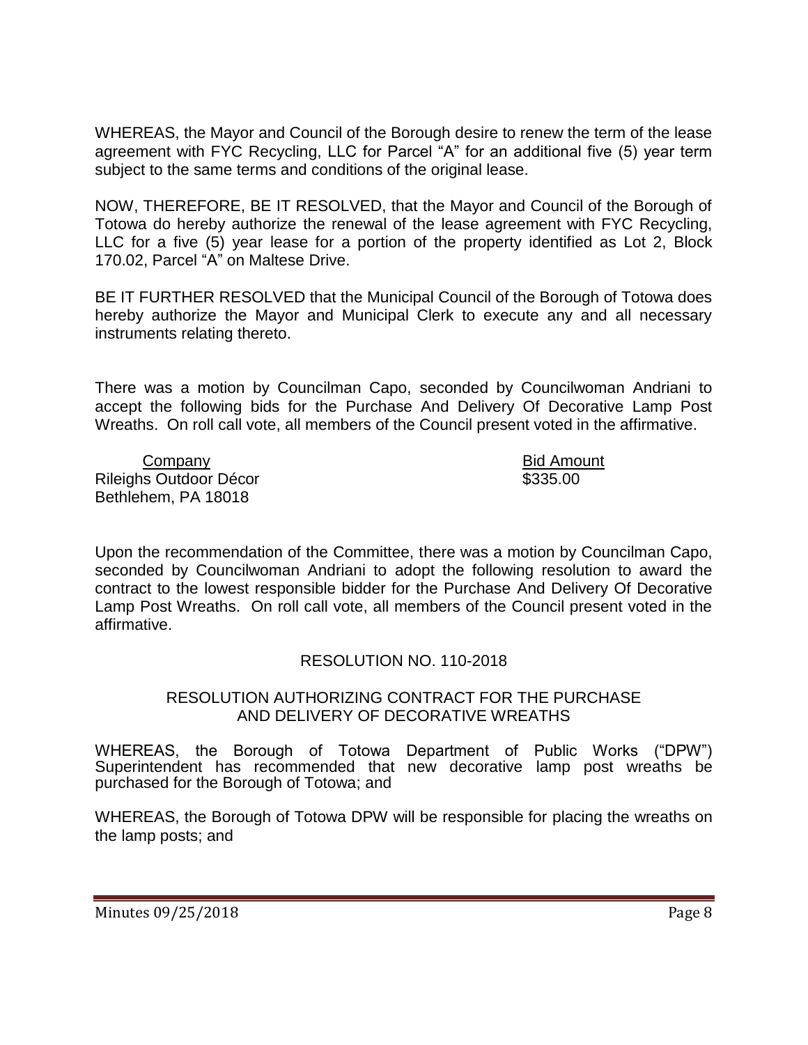WHEREAS, the Mayor and Council of the Borough desire to renew the term of the lease agreement with FYC Recycling, LLC for Parcel "A" for an additional five (5) year term subject to the same terms and conditions of the original lease.

NOW, THEREFORE, BE IT RESOLVED, that the Mayor and Council of the Borough of Totowa do hereby authorize the renewal of the lease agreement with FYC Recycling, LLC for a five (5) year lease for a portion of the property identified as Lot 2, Block 170.02, Parcel "A" on Maltese Drive.

BE IT FURTHER RESOLVED that the Municipal Council of the Borough of Totowa does hereby authorize the Mayor and Municipal Clerk to execute any and all necessary instruments relating thereto.

There was a motion by Councilman Capo, seconded by Councilwoman Andriani to accept the following bids for the Purchase And Delivery Of Decorative Lamp Post Wreaths. On roll call vote, all members of the Council present voted in the affirmative.

| Company | Bid Amount |
|---|---|
| Rileighs Outdoor Décor<br>Bethlehem, PA 18018 | $335.00 |

Upon the recommendation of the Committee, there was a motion by Councilman Capo, seconded by Councilwoman Andriani to adopt the following resolution to award the contract to the lowest responsible bidder for the Purchase And Delivery Of Decorative Lamp Post Wreaths. On roll call vote, all members of the Council present voted in the affirmative.

RESOLUTION NO. 110-2018

RESOLUTION AUTHORIZING CONTRACT FOR THE PURCHASE AND DELIVERY OF DECORATIVE WREATHS

WHEREAS, the Borough of Totowa Department of Public Works ("DPW") Superintendent has recommended that new decorative lamp post wreaths be purchased for the Borough of Totowa; and

WHEREAS, the Borough of Totowa DPW will be responsible for placing the wreaths on the lamp posts; and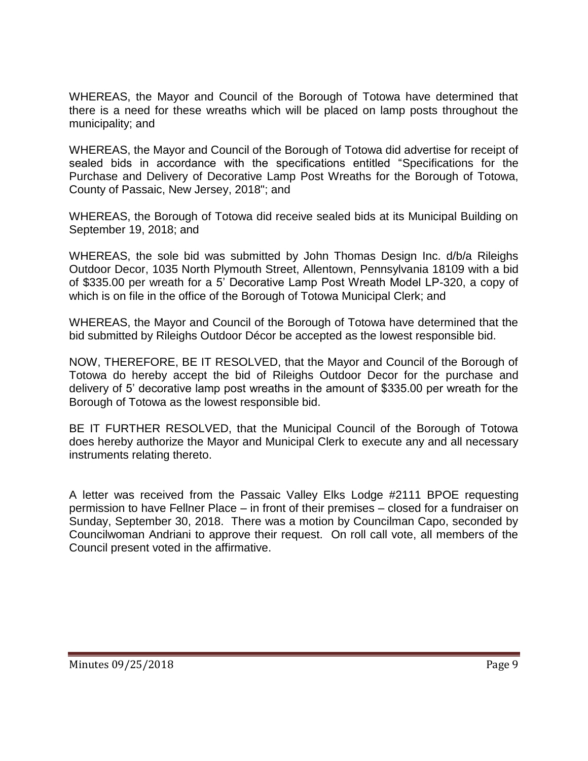WHEREAS, the Mayor and Council of the Borough of Totowa have determined that there is a need for these wreaths which will be placed on lamp posts throughout the municipality; and

WHEREAS, the Mayor and Council of the Borough of Totowa did advertise for receipt of sealed bids in accordance with the specifications entitled "Specifications for the Purchase and Delivery of Decorative Lamp Post Wreaths for the Borough of Totowa, County of Passaic, New Jersey, 2018"; and

WHEREAS, the Borough of Totowa did receive sealed bids at its Municipal Building on September 19, 2018; and

WHEREAS, the sole bid was submitted by John Thomas Design Inc. d/b/a Rileighs Outdoor Decor, 1035 North Plymouth Street, Allentown, Pennsylvania 18109 with a bid of $335.00 per wreath for a 5' Decorative Lamp Post Wreath Model LP-320, a copy of which is on file in the office of the Borough of Totowa Municipal Clerk; and

WHEREAS, the Mayor and Council of the Borough of Totowa have determined that the bid submitted by Rileighs Outdoor Décor be accepted as the lowest responsible bid.

NOW, THEREFORE, BE IT RESOLVED, that the Mayor and Council of the Borough of Totowa do hereby accept the bid of Rileighs Outdoor Decor for the purchase and delivery of 5' decorative lamp post wreaths in the amount of $335.00 per wreath for the Borough of Totowa as the lowest responsible bid.

BE IT FURTHER RESOLVED, that the Municipal Council of the Borough of Totowa does hereby authorize the Mayor and Municipal Clerk to execute any and all necessary instruments relating thereto.

A letter was received from the Passaic Valley Elks Lodge #2111 BPOE requesting permission to have Fellner Place – in front of their premises – closed for a fundraiser on Sunday, September 30, 2018. There was a motion by Councilman Capo, seconded by Councilwoman Andriani to approve their request. On roll call vote, all members of the Council present voted in the affirmative.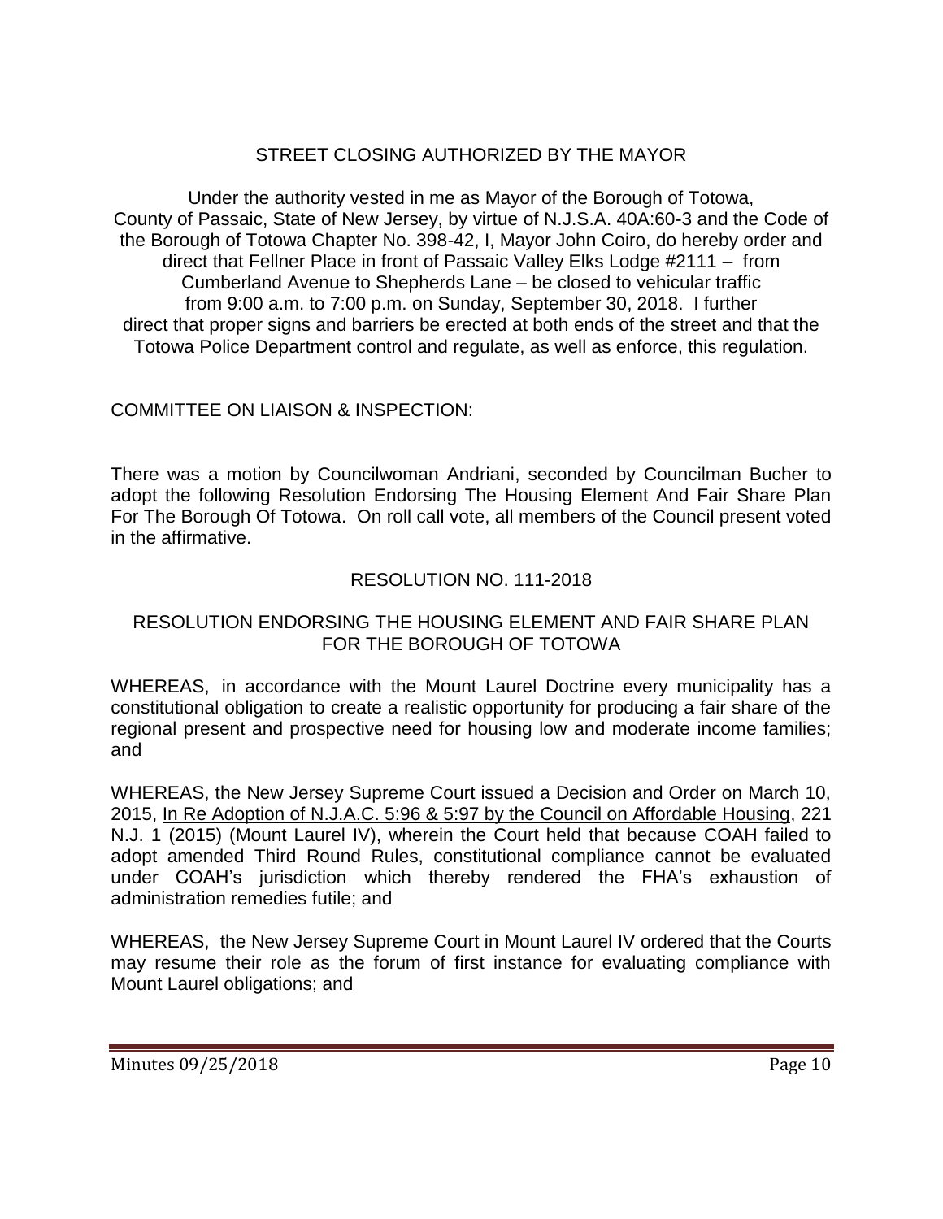## STREET CLOSING AUTHORIZED BY THE MAYOR

Under the authority vested in me as Mayor of the Borough of Totowa, County of Passaic, State of New Jersey, by virtue of N.J.S.A. 40A:60-3 and the Code of the Borough of Totowa Chapter No. 398-42, I, Mayor John Coiro, do hereby order and direct that Fellner Place in front of Passaic Valley Elks Lodge #2111 – from Cumberland Avenue to Shepherds Lane – be closed to vehicular traffic from 9:00 a.m. to 7:00 p.m. on Sunday, September 30, 2018. I further direct that proper signs and barriers be erected at both ends of the street and that the Totowa Police Department control and regulate, as well as enforce, this regulation.

COMMITTEE ON LIAISON & INSPECTION:

There was a motion by Councilwoman Andriani, seconded by Councilman Bucher to adopt the following Resolution Endorsing The Housing Element And Fair Share Plan For The Borough Of Totowa. On roll call vote, all members of the Council present voted in the affirmative.

RESOLUTION NO. 111-2018

RESOLUTION ENDORSING THE HOUSING ELEMENT AND FAIR SHARE PLAN FOR THE BOROUGH OF TOTOWA

WHEREAS, in accordance with the Mount Laurel Doctrine every municipality has a constitutional obligation to create a realistic opportunity for producing a fair share of the regional present and prospective need for housing low and moderate income families; and

WHEREAS, the New Jersey Supreme Court issued a Decision and Order on March 10, 2015, In Re Adoption of N.J.A.C. 5:96 & 5:97 by the Council on Affordable Housing, 221 N.J. 1 (2015) (Mount Laurel IV), wherein the Court held that because COAH failed to adopt amended Third Round Rules, constitutional compliance cannot be evaluated under COAH's jurisdiction which thereby rendered the FHA's exhaustion of administration remedies futile; and

WHEREAS, the New Jersey Supreme Court in Mount Laurel IV ordered that the Courts may resume their role as the forum of first instance for evaluating compliance with Mount Laurel obligations; and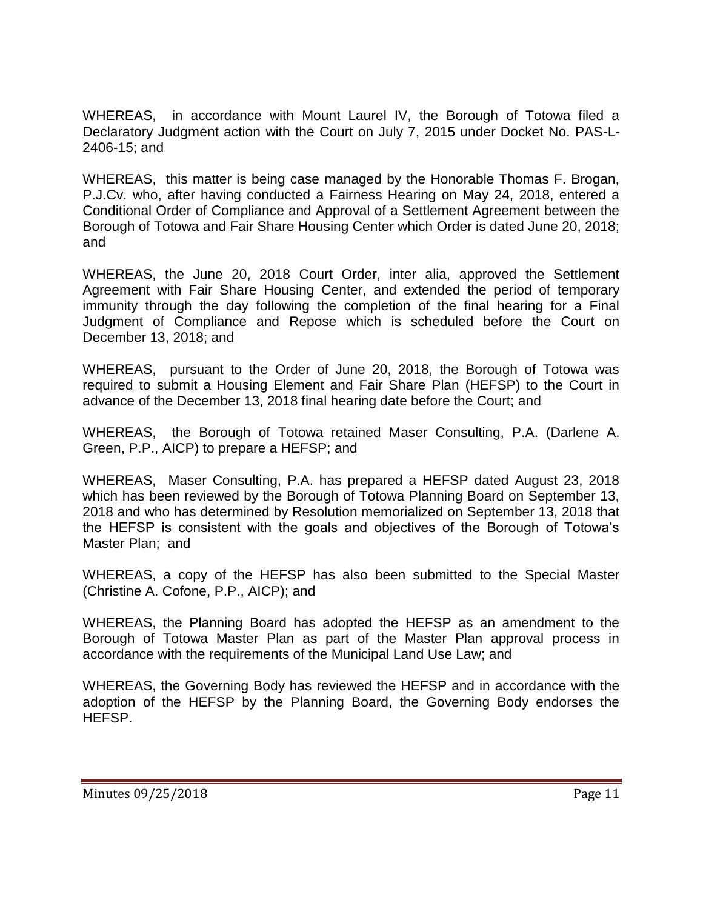WHEREAS, in accordance with Mount Laurel IV, the Borough of Totowa filed a Declaratory Judgment action with the Court on July 7, 2015 under Docket No. PAS-L-2406-15; and

WHEREAS, this matter is being case managed by the Honorable Thomas F. Brogan, P.J.Cv. who, after having conducted a Fairness Hearing on May 24, 2018, entered a Conditional Order of Compliance and Approval of a Settlement Agreement between the Borough of Totowa and Fair Share Housing Center which Order is dated June 20, 2018; and

WHEREAS, the June 20, 2018 Court Order, inter alia, approved the Settlement Agreement with Fair Share Housing Center, and extended the period of temporary immunity through the day following the completion of the final hearing for a Final Judgment of Compliance and Repose which is scheduled before the Court on December 13, 2018; and

WHEREAS, pursuant to the Order of June 20, 2018, the Borough of Totowa was required to submit a Housing Element and Fair Share Plan (HEFSP) to the Court in advance of the December 13, 2018 final hearing date before the Court; and

WHEREAS, the Borough of Totowa retained Maser Consulting, P.A. (Darlene A. Green, P.P., AICP) to prepare a HEFSP; and

WHEREAS, Maser Consulting, P.A. has prepared a HEFSP dated August 23, 2018 which has been reviewed by the Borough of Totowa Planning Board on September 13, 2018 and who has determined by Resolution memorialized on September 13, 2018 that the HEFSP is consistent with the goals and objectives of the Borough of Totowa's Master Plan; and

WHEREAS, a copy of the HEFSP has also been submitted to the Special Master (Christine A. Cofone, P.P., AICP); and

WHEREAS, the Planning Board has adopted the HEFSP as an amendment to the Borough of Totowa Master Plan as part of the Master Plan approval process in accordance with the requirements of the Municipal Land Use Law; and

WHEREAS, the Governing Body has reviewed the HEFSP and in accordance with the adoption of the HEFSP by the Planning Board, the Governing Body endorses the HEFSP.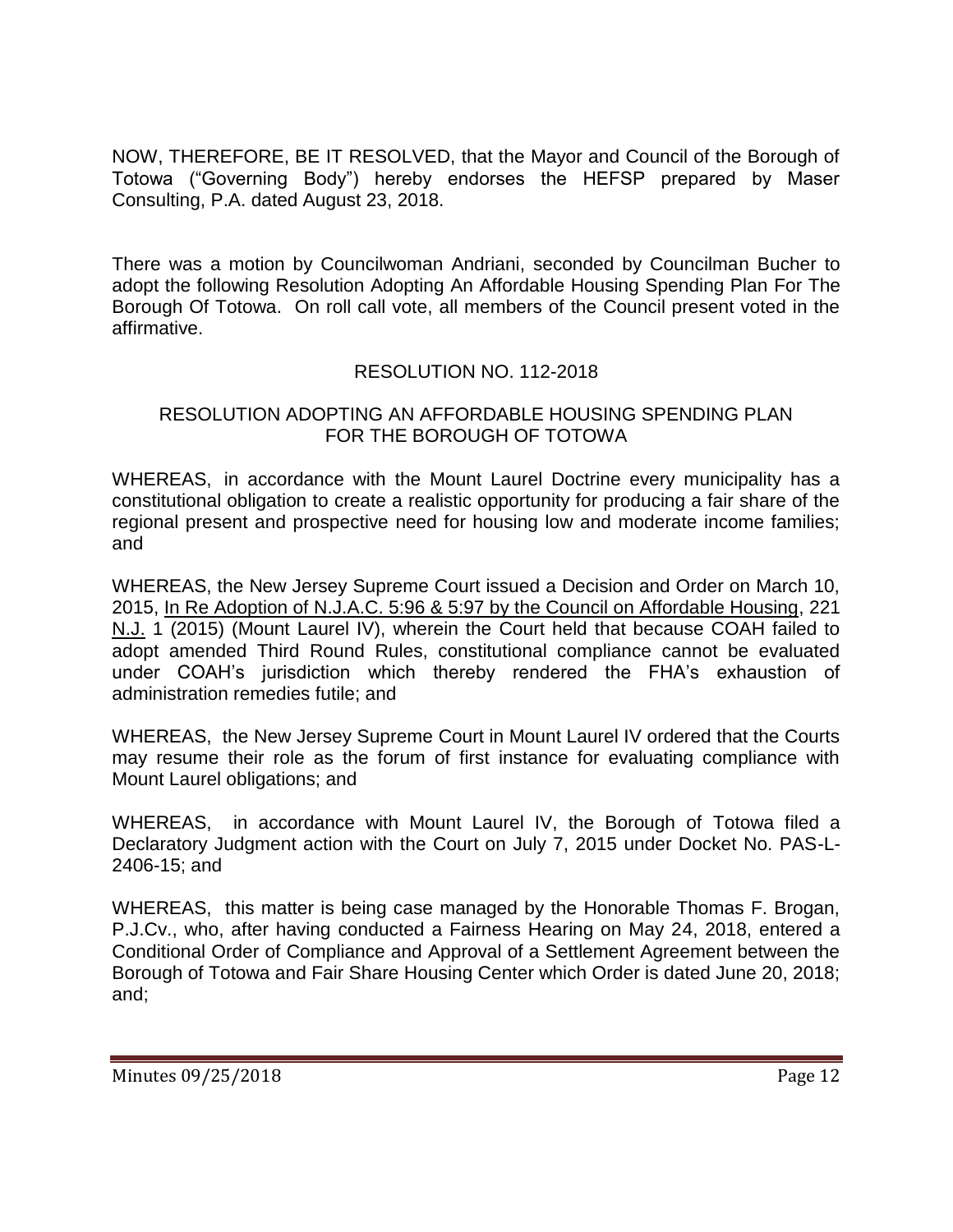NOW, THEREFORE, BE IT RESOLVED, that the Mayor and Council of the Borough of Totowa ("Governing Body") hereby endorses the HEFSP prepared by Maser Consulting, P.A. dated August 23, 2018.

There was a motion by Councilwoman Andriani, seconded by Councilman Bucher to adopt the following Resolution Adopting An Affordable Housing Spending Plan For The Borough Of Totowa. On roll call vote, all members of the Council present voted in the affirmative.

RESOLUTION NO. 112-2018

RESOLUTION ADOPTING AN AFFORDABLE HOUSING SPENDING PLAN FOR THE BOROUGH OF TOTOWA

WHEREAS, in accordance with the Mount Laurel Doctrine every municipality has a constitutional obligation to create a realistic opportunity for producing a fair share of the regional present and prospective need for housing low and moderate income families; and

WHEREAS, the New Jersey Supreme Court issued a Decision and Order on March 10, 2015, In Re Adoption of N.J.A.C. 5:96 & 5:97 by the Council on Affordable Housing, 221 N.J. 1 (2015) (Mount Laurel IV), wherein the Court held that because COAH failed to adopt amended Third Round Rules, constitutional compliance cannot be evaluated under COAH's jurisdiction which thereby rendered the FHA's exhaustion of administration remedies futile; and

WHEREAS, the New Jersey Supreme Court in Mount Laurel IV ordered that the Courts may resume their role as the forum of first instance for evaluating compliance with Mount Laurel obligations; and

WHEREAS, in accordance with Mount Laurel IV, the Borough of Totowa filed a Declaratory Judgment action with the Court on July 7, 2015 under Docket No. PAS-L-2406-15; and

WHEREAS, this matter is being case managed by the Honorable Thomas F. Brogan, P.J.Cv., who, after having conducted a Fairness Hearing on May 24, 2018, entered a Conditional Order of Compliance and Approval of a Settlement Agreement between the Borough of Totowa and Fair Share Housing Center which Order is dated June 20, 2018; and;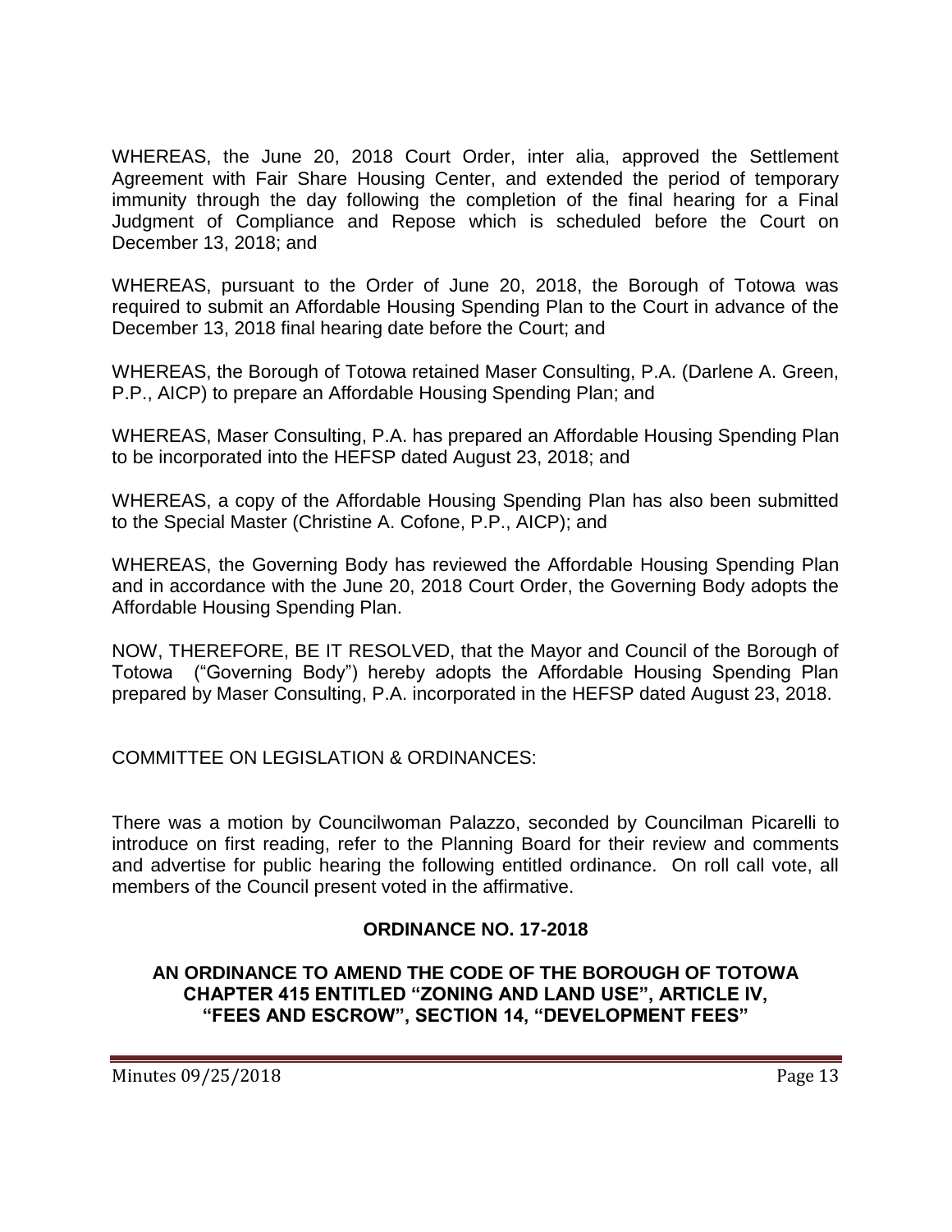WHEREAS, the June 20, 2018 Court Order, inter alia, approved the Settlement Agreement with Fair Share Housing Center, and extended the period of temporary immunity through the day following the completion of the final hearing for a Final Judgment of Compliance and Repose which is scheduled before the Court on December 13, 2018; and

WHEREAS, pursuant to the Order of June 20, 2018, the Borough of Totowa was required to submit an Affordable Housing Spending Plan to the Court in advance of the December 13, 2018 final hearing date before the Court; and

WHEREAS, the Borough of Totowa retained Maser Consulting, P.A. (Darlene A. Green, P.P., AICP) to prepare an Affordable Housing Spending Plan; and

WHEREAS, Maser Consulting, P.A. has prepared an Affordable Housing Spending Plan to be incorporated into the HEFSP dated August 23, 2018; and

WHEREAS, a copy of the Affordable Housing Spending Plan has also been submitted to the Special Master (Christine A. Cofone, P.P., AICP); and

WHEREAS, the Governing Body has reviewed the Affordable Housing Spending Plan and in accordance with the June 20, 2018 Court Order, the Governing Body adopts the Affordable Housing Spending Plan.

NOW, THEREFORE, BE IT RESOLVED, that the Mayor and Council of the Borough of Totowa ("Governing Body") hereby adopts the Affordable Housing Spending Plan prepared by Maser Consulting, P.A. incorporated in the HEFSP dated August 23, 2018.

COMMITTEE ON LEGISLATION & ORDINANCES:

There was a motion by Councilwoman Palazzo, seconded by Councilman Picarelli to introduce on first reading, refer to the Planning Board for their review and comments and advertise for public hearing the following entitled ordinance. On roll call vote, all members of the Council present voted in the affirmative.

**ORDINANCE NO. 17-2018**

**AN ORDINANCE TO AMEND THE CODE OF THE BOROUGH OF TOTOWA CHAPTER 415 ENTITLED "ZONING AND LAND USE", ARTICLE IV, "FEES AND ESCROW", SECTION 14, "DEVELOPMENT FEES"**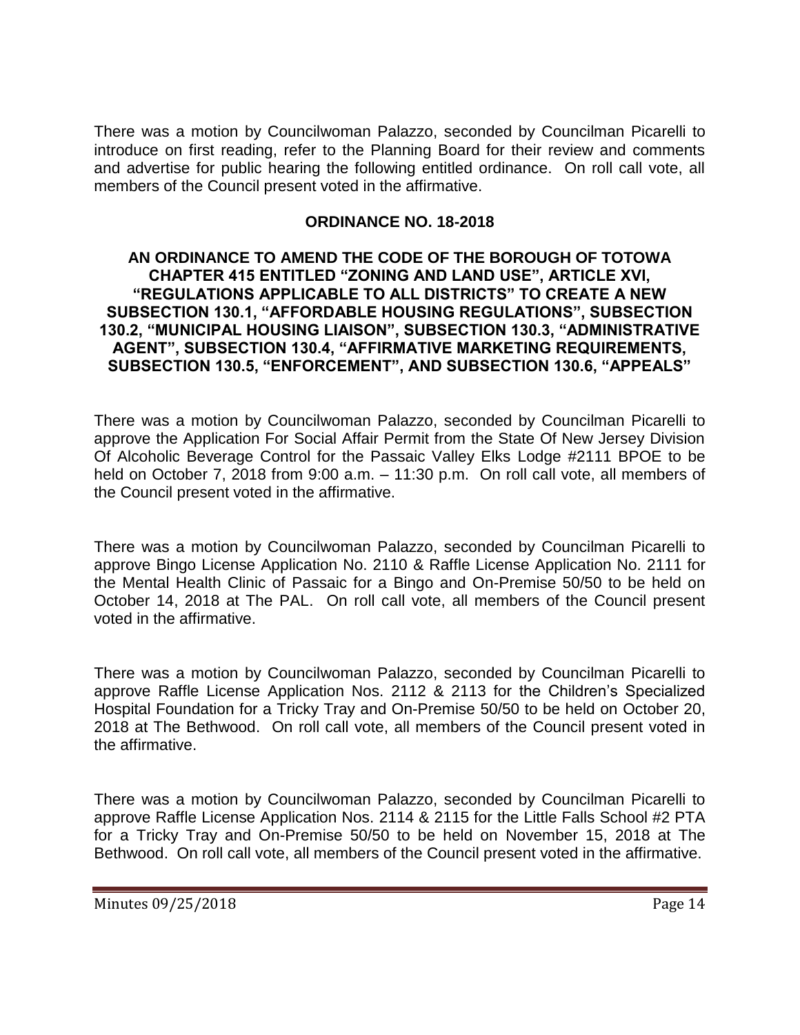There was a motion by Councilwoman Palazzo, seconded by Councilman Picarelli to introduce on first reading, refer to the Planning Board for their review and comments and advertise for public hearing the following entitled ordinance. On roll call vote, all members of the Council present voted in the affirmative.

**ORDINANCE NO. 18-2018**

**AN ORDINANCE TO AMEND THE CODE OF THE BOROUGH OF TOTOWA CHAPTER 415 ENTITLED "ZONING AND LAND USE", ARTICLE XVI, "REGULATIONS APPLICABLE TO ALL DISTRICTS" TO CREATE A NEW SUBSECTION 130.1, "AFFORDABLE HOUSING REGULATIONS", SUBSECTION 130.2, "MUNICIPAL HOUSING LIAISON", SUBSECTION 130.3, "ADMINISTRATIVE AGENT", SUBSECTION 130.4, "AFFIRMATIVE MARKETING REQUIREMENTS, SUBSECTION 130.5, "ENFORCEMENT", AND SUBSECTION 130.6, "APPEALS"**

There was a motion by Councilwoman Palazzo, seconded by Councilman Picarelli to approve the Application For Social Affair Permit from the State Of New Jersey Division Of Alcoholic Beverage Control for the Passaic Valley Elks Lodge #2111 BPOE to be held on October 7, 2018 from 9:00 a.m. – 11:30 p.m. On roll call vote, all members of the Council present voted in the affirmative.

There was a motion by Councilwoman Palazzo, seconded by Councilman Picarelli to approve Bingo License Application No. 2110 & Raffle License Application No. 2111 for the Mental Health Clinic of Passaic for a Bingo and On-Premise 50/50 to be held on October 14, 2018 at The PAL. On roll call vote, all members of the Council present voted in the affirmative.

There was a motion by Councilwoman Palazzo, seconded by Councilman Picarelli to approve Raffle License Application Nos. 2112 & 2113 for the Children's Specialized Hospital Foundation for a Tricky Tray and On-Premise 50/50 to be held on October 20, 2018 at The Bethwood. On roll call vote, all members of the Council present voted in the affirmative.

There was a motion by Councilwoman Palazzo, seconded by Councilman Picarelli to approve Raffle License Application Nos. 2114 & 2115 for the Little Falls School #2 PTA for a Tricky Tray and On-Premise 50/50 to be held on November 15, 2018 at The Bethwood. On roll call vote, all members of the Council present voted in the affirmative.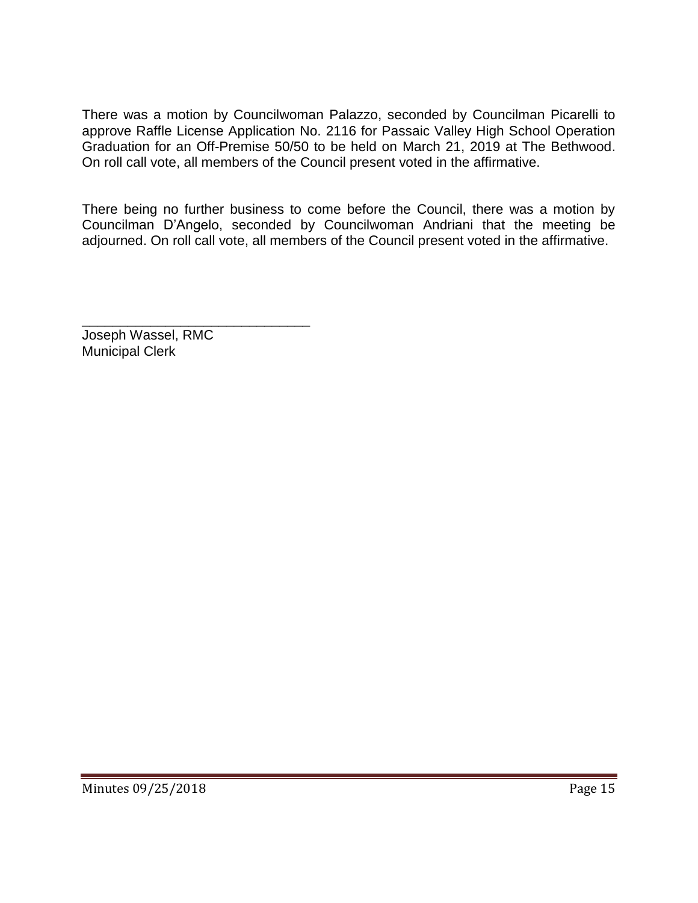There was a motion by Councilwoman Palazzo, seconded by Councilman Picarelli to approve Raffle License Application No. 2116 for Passaic Valley High School Operation Graduation for an Off-Premise 50/50 to be held on March 21, 2019 at The Bethwood. On roll call vote, all members of the Council present voted in the affirmative.

There being no further business to come before the Council, there was a motion by Councilman D'Angelo, seconded by Councilwoman Andriani that the meeting be adjourned. On roll call vote, all members of the Council present voted in the affirmative.

\_\_\_\_\_\_\_\_\_\_\_\_\_\_\_\_\_\_\_\_\_\_\_\_\_\_\_\_\_\_\_

Joseph Wassel, RMC
Municipal Clerk